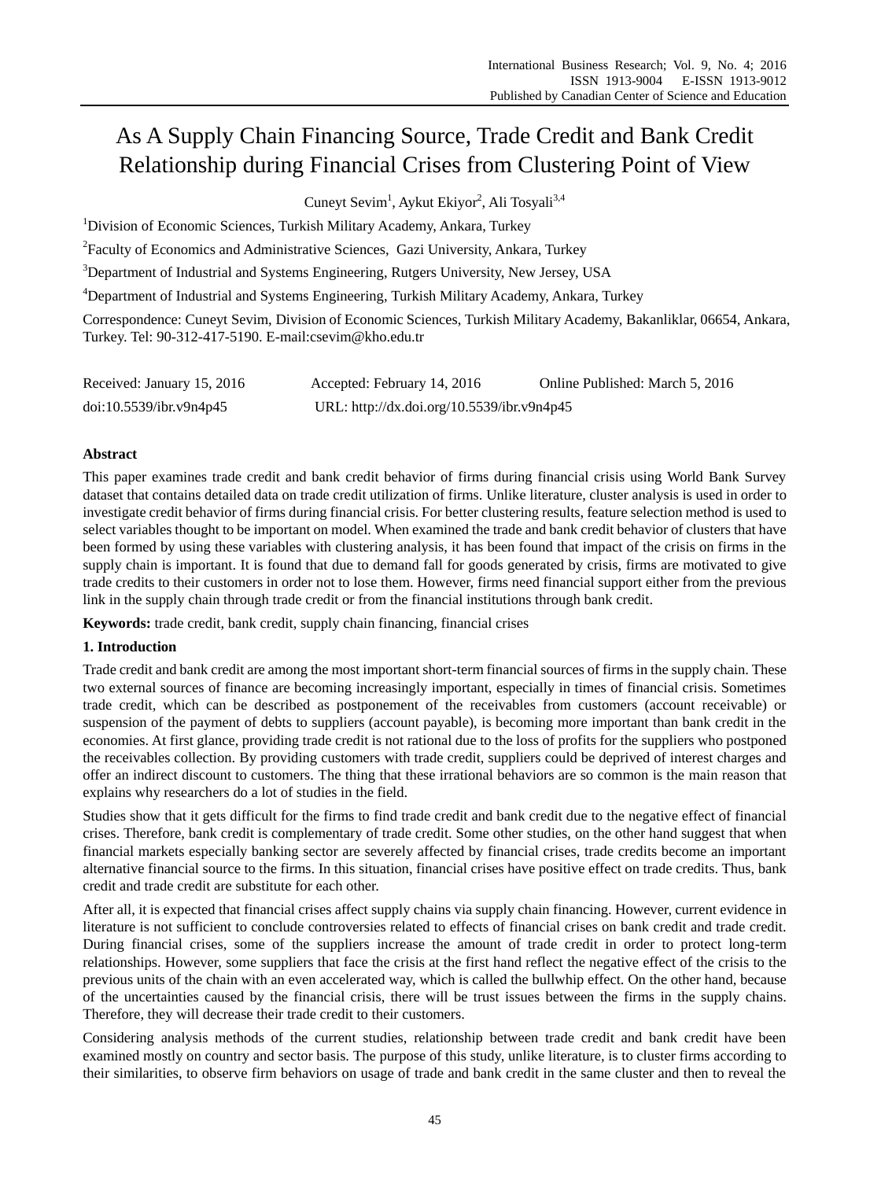# As A Supply Chain Financing Source, Trade Credit and Bank Credit Relationship during Financial Crises from Clustering Point of View

Cuneyt Sevim[1], Aykut Ekiyor[2], Ali Tosyali[3,4]

[1]Division of Economic Sciences, Turkish Military Academy, Ankara, Turkey

[2]Faculty of Economics and Administrative Sciences, Gazi University, Ankara, Turkey

[3]Department of Industrial and Systems Engineering, Rutgers University, New Jersey, USA

[4]Department of Industrial and Systems Engineering, Turkish Military Academy, Ankara, Turkey

Correspondence: Cuneyt Sevim, Division of Economic Sciences, Turkish Military Academy, Bakanliklar, 06654, Ankara, Turkey. Tel: 90-312-417-5190. E-mail:csevim@kho.edu.tr

Received: January 15, 2016 Accepted: February 14, 2016 Online Published: March 5, 2016

doi:10.5539/ibr.v9n4p45 URL: http://dx.doi.org/10.5539/ibr.v9n4p45

**Abstract**

This paper examines trade credit and bank credit behavior of firms during financial crisis using World Bank Survey dataset that contains detailed data on trade credit utilization of firms. Unlike literature, cluster analysis is used in order to investigate credit behavior of firms during financial crisis. For better clustering results, feature selection method is used to select variables thought to be important on model. When examined the trade and bank credit behavior of clusters that have been formed by using these variables with clustering analysis, it has been found that impact of the crisis on firms in the supply chain is important. It is found that due to demand fall for goods generated by crisis, firms are motivated to give trade credits to their customers in order not to lose them. However, firms need financial support either from the previous link in the supply chain through trade credit or from the financial institutions through bank credit.

**Keywords:** trade credit, bank credit, supply chain financing, financial crises

## 1. Introduction

Trade credit and bank credit are among the most important short-term financial sources of firms in the supply chain. These two external sources of finance are becoming increasingly important, especially in times of financial crisis. Sometimes trade credit, which can be described as postponement of the receivables from customers (account receivable) or suspension of the payment of debts to suppliers (account payable), is becoming more important than bank credit in the economies. At first glance, providing trade credit is not rational due to the loss of profits for the suppliers who postponed the receivables collection. By providing customers with trade credit, suppliers could be deprived of interest charges and offer an indirect discount to customers. The thing that these irrational behaviors are so common is the main reason that explains why researchers do a lot of studies in the field.

Studies show that it gets difficult for the firms to find trade credit and bank credit due to the negative effect of financial crises. Therefore, bank credit is complementary of trade credit. Some other studies, on the other hand suggest that when financial markets especially banking sector are severely affected by financial crises, trade credits become an important alternative financial source to the firms. In this situation, financial crises have positive effect on trade credits. Thus, bank credit and trade credit are substitute for each other.

After all, it is expected that financial crises affect supply chains via supply chain financing. However, current evidence in literature is not sufficient to conclude controversies related to effects of financial crises on bank credit and trade credit. During financial crises, some of the suppliers increase the amount of trade credit in order to protect long-term relationships. However, some suppliers that face the crisis at the first hand reflect the negative effect of the crisis to the previous units of the chain with an even accelerated way, which is called the bullwhip effect. On the other hand, because of the uncertainties caused by the financial crisis, there will be trust issues between the firms in the supply chains. Therefore, they will decrease their trade credit to their customers.

Considering analysis methods of the current studies, relationship between trade credit and bank credit have been examined mostly on country and sector basis. The purpose of this study, unlike literature, is to cluster firms according to their similarities, to observe firm behaviors on usage of trade and bank credit in the same cluster and then to reveal the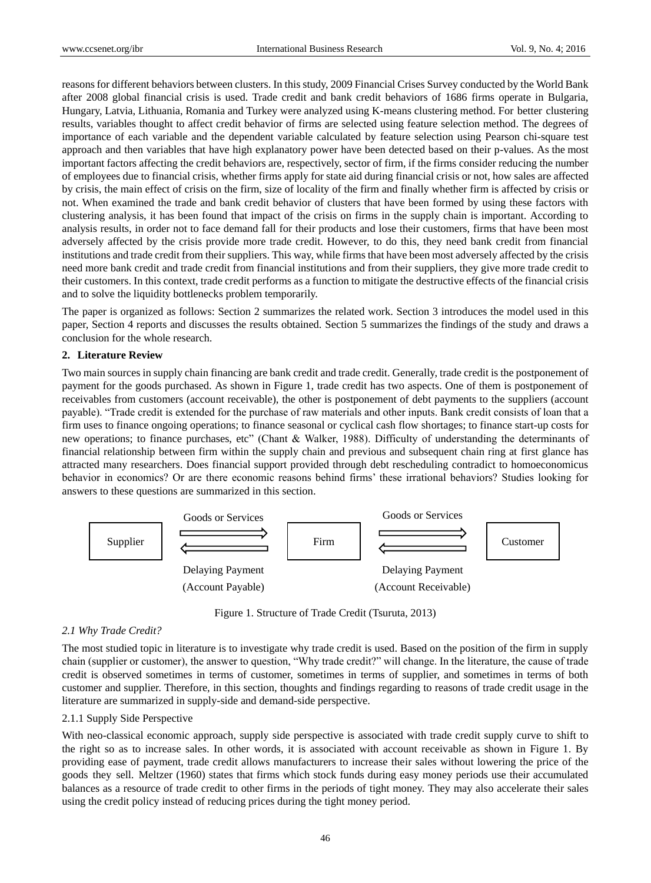reasons for different behaviors between clusters. In this study, 2009 Financial Crises Survey conducted by the World Bank after 2008 global financial crisis is used. Trade credit and bank credit behaviors of 1686 firms operate in Bulgaria, Hungary, Latvia, Lithuania, Romania and Turkey were analyzed using K-means clustering method. For better clustering results, variables thought to affect credit behavior of firms are selected using feature selection method. The degrees of importance of each variable and the dependent variable calculated by feature selection using Pearson chi-square test approach and then variables that have high explanatory power have been detected based on their p-values. As the most important factors affecting the credit behaviors are, respectively, sector of firm, if the firms consider reducing the number of employees due to financial crisis, whether firms apply for state aid during financial crisis or not, how sales are affected by crisis, the main effect of crisis on the firm, size of locality of the firm and finally whether firm is affected by crisis or not. When examined the trade and bank credit behavior of clusters that have been formed by using these factors with clustering analysis, it has been found that impact of the crisis on firms in the supply chain is important. According to analysis results, in order not to face demand fall for their products and lose their customers, firms that have been most adversely affected by the crisis provide more trade credit. However, to do this, they need bank credit from financial institutions and trade credit from their suppliers. This way, while firms that have been most adversely affected by the crisis need more bank credit and trade credit from financial institutions and from their suppliers, they give more trade credit to their customers. In this context, trade credit performs as a function to mitigate the destructive effects of the financial crisis and to solve the liquidity bottlenecks problem temporarily.

The paper is organized as follows: Section 2 summarizes the related work. Section 3 introduces the model used in this paper, Section 4 reports and discusses the results obtained. Section 5 summarizes the findings of the study and draws a conclusion for the whole research.

## 2. Literature Review

Two main sources in supply chain financing are bank credit and trade credit. Generally, trade credit is the postponement of payment for the goods purchased. As shown in Figure 1, trade credit has two aspects. One of them is postponement of receivables from customers (account receivable), the other is postponement of debt payments to the suppliers (account payable). "Trade credit is extended for the purchase of raw materials and other inputs. Bank credit consists of loan that a firm uses to finance ongoing operations; to finance seasonal or cyclical cash flow shortages; to finance start-up costs for new operations; to finance purchases, etc" (Chant & Walker, 1988). Difficulty of understanding the determinants of financial relationship between firm within the supply chain and previous and subsequent chain ring at first glance has attracted many researchers. Does financial support provided through debt rescheduling contradict to homoeconomicus behavior in economics? Or are there economic reasons behind firms' these irrational behaviors? Studies looking for answers to these questions are summarized in this section.

Supplier
Goods or Services
Delaying Payment
(Account Payable)
Firm
Goods or Services
Delaying Payment
(Account Receivable)
Customer

Figure 1. Structure of Trade Credit (Tsuruta, 2013)

### *2.1 Why Trade Credit?*

The most studied topic in literature is to investigate why trade credit is used. Based on the position of the firm in supply chain (supplier or customer), the answer to question, "Why trade credit?" will change. In the literature, the cause of trade credit is observed sometimes in terms of customer, sometimes in terms of supplier, and sometimes in terms of both customer and supplier. Therefore, in this section, thoughts and findings regarding to reasons of trade credit usage in the literature are summarized in supply-side and demand-side perspective.

#### 2.1.1 Supply Side Perspective

With neo-classical economic approach, supply side perspective is associated with trade credit supply curve to shift to the right so as to increase sales. In other words, it is associated with account receivable as shown in Figure 1. By providing ease of payment, trade credit allows manufacturers to increase their sales without lowering the price of the goods they sell. Meltzer (1960) states that firms which stock funds during easy money periods use their accumulated balances as a resource of trade credit to other firms in the periods of tight money. They may also accelerate their sales using the credit policy instead of reducing prices during the tight money period.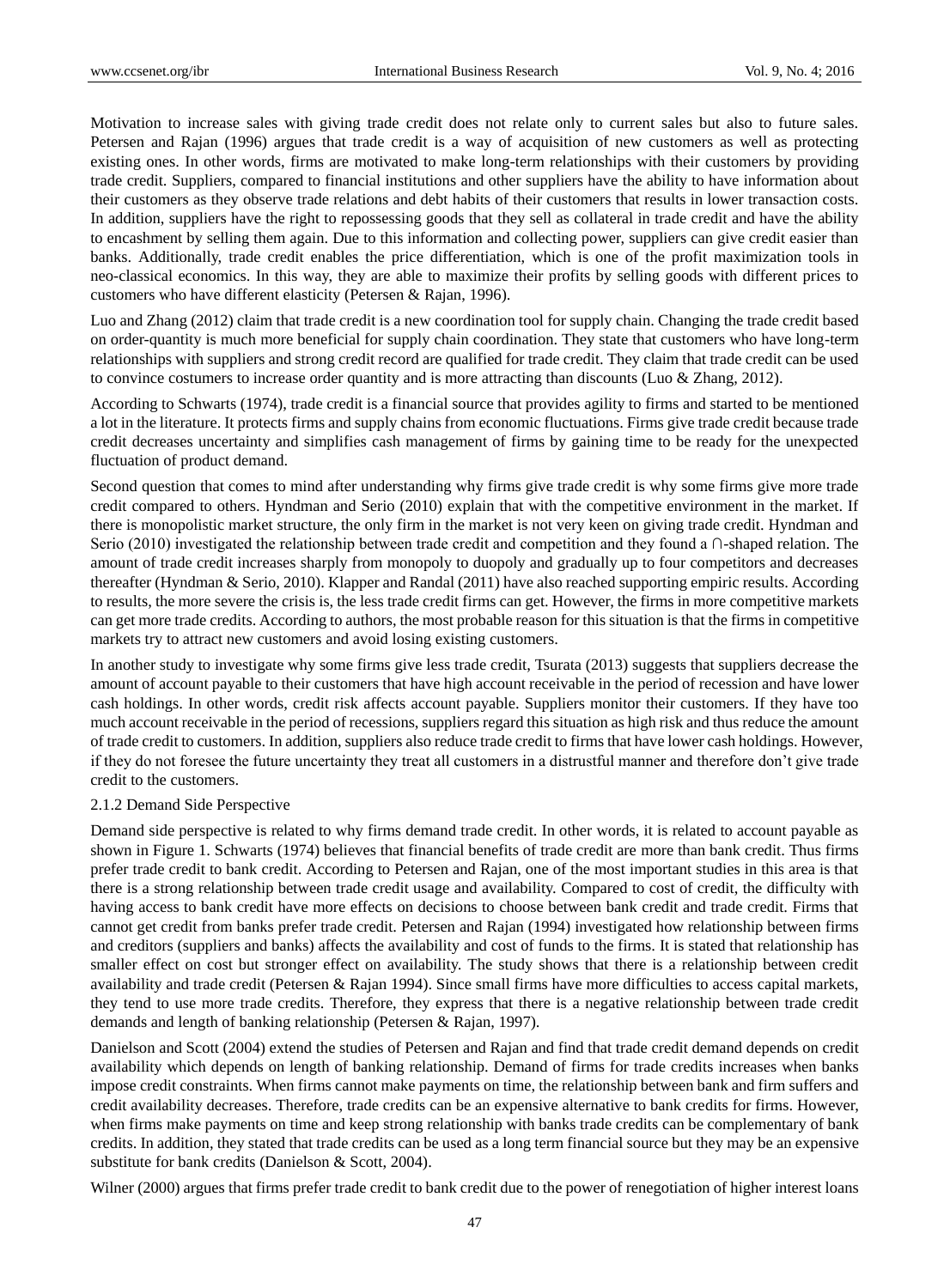Motivation to increase sales with giving trade credit does not relate only to current sales but also to future sales. Petersen and Rajan (1996) argues that trade credit is a way of acquisition of new customers as well as protecting existing ones. In other words, firms are motivated to make long-term relationships with their customers by providing trade credit. Suppliers, compared to financial institutions and other suppliers have the ability to have information about their customers as they observe trade relations and debt habits of their customers that results in lower transaction costs. In addition, suppliers have the right to repossessing goods that they sell as collateral in trade credit and have the ability to encashment by selling them again. Due to this information and collecting power, suppliers can give credit easier than banks. Additionally, trade credit enables the price differentiation, which is one of the profit maximization tools in neo-classical economics. In this way, they are able to maximize their profits by selling goods with different prices to customers who have different elasticity (Petersen & Rajan, 1996).

Luo and Zhang (2012) claim that trade credit is a new coordination tool for supply chain. Changing the trade credit based on order-quantity is much more beneficial for supply chain coordination. They state that customers who have long-term relationships with suppliers and strong credit record are qualified for trade credit. They claim that trade credit can be used to convince costumers to increase order quantity and is more attracting than discounts (Luo & Zhang, 2012).

According to Schwarts (1974), trade credit is a financial source that provides agility to firms and started to be mentioned a lot in the literature. It protects firms and supply chains from economic fluctuations. Firms give trade credit because trade credit decreases uncertainty and simplifies cash management of firms by gaining time to be ready for the unexpected fluctuation of product demand.

Second question that comes to mind after understanding why firms give trade credit is why some firms give more trade credit compared to others. Hyndman and Serio (2010) explain that with the competitive environment in the market. If there is monopolistic market structure, the only firm in the market is not very keen on giving trade credit. Hyndman and Serio (2010) investigated the relationship between trade credit and competition and they found a ∩-shaped relation. The amount of trade credit increases sharply from monopoly to duopoly and gradually up to four competitors and decreases thereafter (Hyndman & Serio, 2010). Klapper and Randal (2011) have also reached supporting empiric results. According to results, the more severe the crisis is, the less trade credit firms can get. However, the firms in more competitive markets can get more trade credits. According to authors, the most probable reason for this situation is that the firms in competitive markets try to attract new customers and avoid losing existing customers.

In another study to investigate why some firms give less trade credit, Tsurata (2013) suggests that suppliers decrease the amount of account payable to their customers that have high account receivable in the period of recession and have lower cash holdings. In other words, credit risk affects account payable. Suppliers monitor their customers. If they have too much account receivable in the period of recessions, suppliers regard this situation as high risk and thus reduce the amount of trade credit to customers. In addition, suppliers also reduce trade credit to firms that have lower cash holdings. However, if they do not foresee the future uncertainty they treat all customers in a distrustful manner and therefore don't give trade credit to the customers.

#### 2.1.2 Demand Side Perspective

Demand side perspective is related to why firms demand trade credit. In other words, it is related to account payable as shown in Figure 1. Schwarts (1974) believes that financial benefits of trade credit are more than bank credit. Thus firms prefer trade credit to bank credit. According to Petersen and Rajan, one of the most important studies in this area is that there is a strong relationship between trade credit usage and availability. Compared to cost of credit, the difficulty with having access to bank credit have more effects on decisions to choose between bank credit and trade credit. Firms that cannot get credit from banks prefer trade credit. Petersen and Rajan (1994) investigated how relationship between firms and creditors (suppliers and banks) affects the availability and cost of funds to the firms. It is stated that relationship has smaller effect on cost but stronger effect on availability. The study shows that there is a relationship between credit availability and trade credit (Petersen & Rajan 1994). Since small firms have more difficulties to access capital markets, they tend to use more trade credits. Therefore, they express that there is a negative relationship between trade credit demands and length of banking relationship (Petersen & Rajan, 1997).

Danielson and Scott (2004) extend the studies of Petersen and Rajan and find that trade credit demand depends on credit availability which depends on length of banking relationship. Demand of firms for trade credits increases when banks impose credit constraints. When firms cannot make payments on time, the relationship between bank and firm suffers and credit availability decreases. Therefore, trade credits can be an expensive alternative to bank credits for firms. However, when firms make payments on time and keep strong relationship with banks trade credits can be complementary of bank credits. In addition, they stated that trade credits can be used as a long term financial source but they may be an expensive substitute for bank credits (Danielson & Scott, 2004).

Wilner (2000) argues that firms prefer trade credit to bank credit due to the power of renegotiation of higher interest loans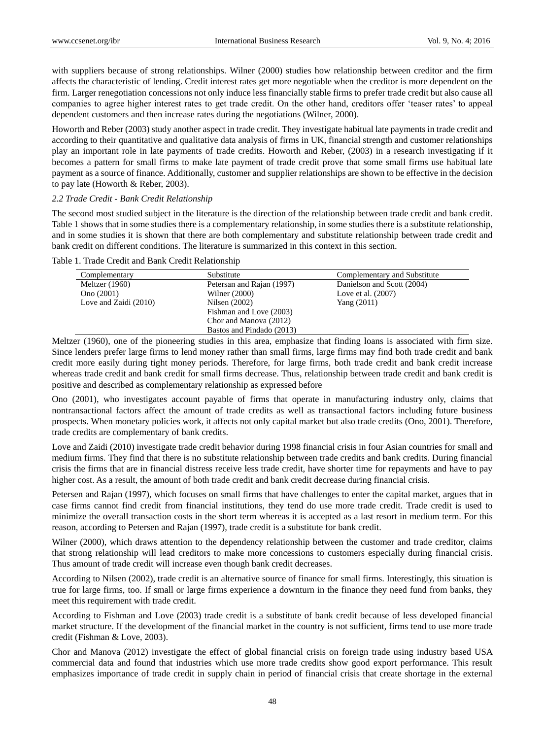with suppliers because of strong relationships. Wilner (2000) studies how relationship between creditor and the firm affects the characteristic of lending. Credit interest rates get more negotiable when the creditor is more dependent on the firm. Larger renegotiation concessions not only induce less financially stable firms to prefer trade credit but also cause all companies to agree higher interest rates to get trade credit. On the other hand, creditors offer 'teaser rates' to appeal dependent customers and then increase rates during the negotiations (Wilner, 2000).

Howorth and Reber (2003) study another aspect in trade credit. They investigate habitual late payments in trade credit and according to their quantitative and qualitative data analysis of firms in UK, financial strength and customer relationships play an important role in late payments of trade credits. Howorth and Reber, (2003) in a research investigating if it becomes a pattern for small firms to make late payment of trade credit prove that some small firms use habitual late payment as a source of finance. Additionally, customer and supplier relationships are shown to be effective in the decision to pay late (Howorth & Reber, 2003).

### *2.2 Trade Credit - Bank Credit Relationship*

The second most studied subject in the literature is the direction of the relationship between trade credit and bank credit. Table 1 shows that in some studies there is a complementary relationship, in some studies there is a substitute relationship, and in some studies it is shown that there are both complementary and substitute relationship between trade credit and bank credit on different conditions. The literature is summarized in this context in this section.

Table 1. Trade Credit and Bank Credit Relationship

| Complementary | Substitute | Complementary and Substitute |
|---|---|---|
| Meltzer (1960) | Petersan and Rajan (1997) | Danielson and Scott (2004) |
| Ono (2001) | Wilner (2000) | Love et al. (2007) |
| Love and Zaidi (2010) | Nilsen (2002) | Yang (2011) |
| | Fishman and Love (2003) | |
| | Chor and Manova (2012) | |
| | Bastos and Pindado (2013) | |

Meltzer (1960), one of the pioneering studies in this area, emphasize that finding loans is associated with firm size. Since lenders prefer large firms to lend money rather than small firms, large firms may find both trade credit and bank credit more easily during tight money periods. Therefore, for large firms, both trade credit and bank credit increase whereas trade credit and bank credit for small firms decrease. Thus, relationship between trade credit and bank credit is positive and described as complementary relationship as expressed before

Ono (2001), who investigates account payable of firms that operate in manufacturing industry only, claims that nontransactional factors affect the amount of trade credits as well as transactional factors including future business prospects. When monetary policies work, it affects not only capital market but also trade credits (Ono, 2001). Therefore, trade credits are complementary of bank credits.

Love and Zaidi (2010) investigate trade credit behavior during 1998 financial crisis in four Asian countries for small and medium firms. They find that there is no substitute relationship between trade credits and bank credits. During financial crisis the firms that are in financial distress receive less trade credit, have shorter time for repayments and have to pay higher cost. As a result, the amount of both trade credit and bank credit decrease during financial crisis.

Petersen and Rajan (1997), which focuses on small firms that have challenges to enter the capital market, argues that in case firms cannot find credit from financial institutions, they tend do use more trade credit. Trade credit is used to minimize the overall transaction costs in the short term whereas it is accepted as a last resort in medium term. For this reason, according to Petersen and Rajan (1997), trade credit is a substitute for bank credit.

Wilner (2000), which draws attention to the dependency relationship between the customer and trade creditor, claims that strong relationship will lead creditors to make more concessions to customers especially during financial crisis. Thus amount of trade credit will increase even though bank credit decreases.

According to Nilsen (2002), trade credit is an alternative source of finance for small firms. Interestingly, this situation is true for large firms, too. If small or large firms experience a downturn in the finance they need fund from banks, they meet this requirement with trade credit.

According to Fishman and Love (2003) trade credit is a substitute of bank credit because of less developed financial market structure. If the development of the financial market in the country is not sufficient, firms tend to use more trade credit (Fishman & Love, 2003).

Chor and Manova (2012) investigate the effect of global financial crisis on foreign trade using industry based USA commercial data and found that industries which use more trade credits show good export performance. This result emphasizes importance of trade credit in supply chain in period of financial crisis that create shortage in the external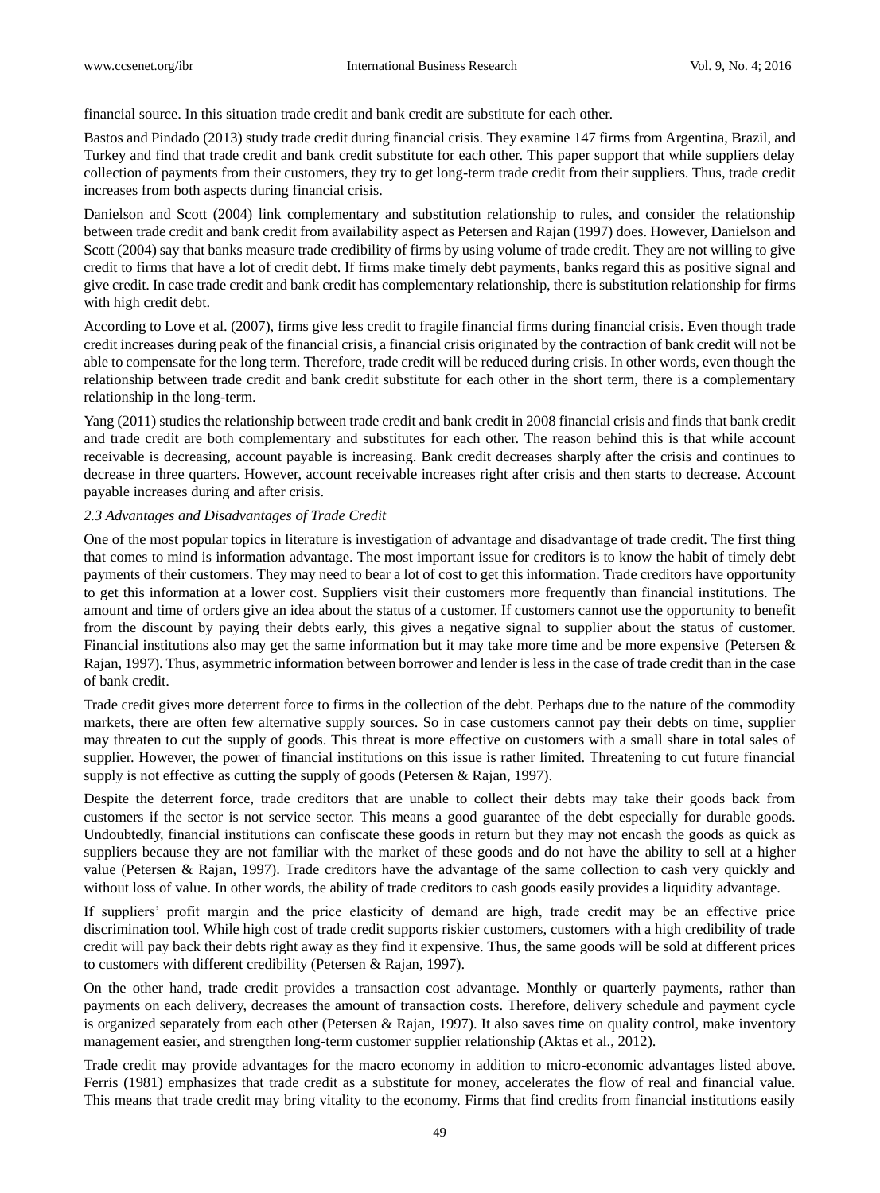financial source. In this situation trade credit and bank credit are substitute for each other.

Bastos and Pindado (2013) study trade credit during financial crisis. They examine 147 firms from Argentina, Brazil, and Turkey and find that trade credit and bank credit substitute for each other. This paper support that while suppliers delay collection of payments from their customers, they try to get long-term trade credit from their suppliers. Thus, trade credit increases from both aspects during financial crisis.

Danielson and Scott (2004) link complementary and substitution relationship to rules, and consider the relationship between trade credit and bank credit from availability aspect as Petersen and Rajan (1997) does. However, Danielson and Scott (2004) say that banks measure trade credibility of firms by using volume of trade credit. They are not willing to give credit to firms that have a lot of credit debt. If firms make timely debt payments, banks regard this as positive signal and give credit. In case trade credit and bank credit has complementary relationship, there is substitution relationship for firms with high credit debt.

According to Love et al. (2007), firms give less credit to fragile financial firms during financial crisis. Even though trade credit increases during peak of the financial crisis, a financial crisis originated by the contraction of bank credit will not be able to compensate for the long term. Therefore, trade credit will be reduced during crisis. In other words, even though the relationship between trade credit and bank credit substitute for each other in the short term, there is a complementary relationship in the long-term.

Yang (2011) studies the relationship between trade credit and bank credit in 2008 financial crisis and finds that bank credit and trade credit are both complementary and substitutes for each other. The reason behind this is that while account receivable is decreasing, account payable is increasing. Bank credit decreases sharply after the crisis and continues to decrease in three quarters. However, account receivable increases right after crisis and then starts to decrease. Account payable increases during and after crisis.

### *2.3 Advantages and Disadvantages of Trade Credit*

One of the most popular topics in literature is investigation of advantage and disadvantage of trade credit. The first thing that comes to mind is information advantage. The most important issue for creditors is to know the habit of timely debt payments of their customers. They may need to bear a lot of cost to get this information. Trade creditors have opportunity to get this information at a lower cost. Suppliers visit their customers more frequently than financial institutions. The amount and time of orders give an idea about the status of a customer. If customers cannot use the opportunity to benefit from the discount by paying their debts early, this gives a negative signal to supplier about the status of customer. Financial institutions also may get the same information but it may take more time and be more expensive (Petersen & Rajan, 1997). Thus, asymmetric information between borrower and lender is less in the case of trade credit than in the case of bank credit.

Trade credit gives more deterrent force to firms in the collection of the debt. Perhaps due to the nature of the commodity markets, there are often few alternative supply sources. So in case customers cannot pay their debts on time, supplier may threaten to cut the supply of goods. This threat is more effective on customers with a small share in total sales of supplier. However, the power of financial institutions on this issue is rather limited. Threatening to cut future financial supply is not effective as cutting the supply of goods (Petersen & Rajan, 1997).

Despite the deterrent force, trade creditors that are unable to collect their debts may take their goods back from customers if the sector is not service sector. This means a good guarantee of the debt especially for durable goods. Undoubtedly, financial institutions can confiscate these goods in return but they may not encash the goods as quick as suppliers because they are not familiar with the market of these goods and do not have the ability to sell at a higher value (Petersen & Rajan, 1997). Trade creditors have the advantage of the same collection to cash very quickly and without loss of value. In other words, the ability of trade creditors to cash goods easily provides a liquidity advantage.

If suppliers' profit margin and the price elasticity of demand are high, trade credit may be an effective price discrimination tool. While high cost of trade credit supports riskier customers, customers with a high credibility of trade credit will pay back their debts right away as they find it expensive. Thus, the same goods will be sold at different prices to customers with different credibility (Petersen & Rajan, 1997).

On the other hand, trade credit provides a transaction cost advantage. Monthly or quarterly payments, rather than payments on each delivery, decreases the amount of transaction costs. Therefore, delivery schedule and payment cycle is organized separately from each other (Petersen & Rajan, 1997). It also saves time on quality control, make inventory management easier, and strengthen long-term customer supplier relationship (Aktas et al., 2012).

Trade credit may provide advantages for the macro economy in addition to micro-economic advantages listed above. Ferris (1981) emphasizes that trade credit as a substitute for money, accelerates the flow of real and financial value. This means that trade credit may bring vitality to the economy. Firms that find credits from financial institutions easily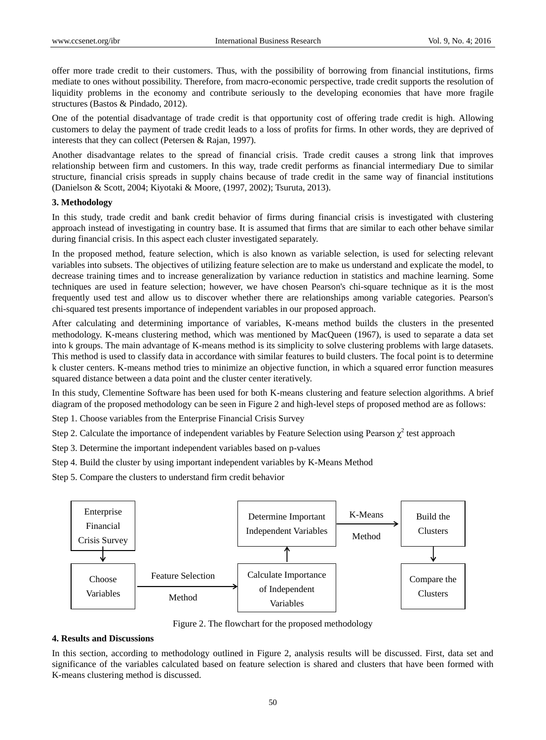offer more trade credit to their customers. Thus, with the possibility of borrowing from financial institutions, firms mediate to ones without possibility. Therefore, from macro-economic perspective, trade credit supports the resolution of liquidity problems in the economy and contribute seriously to the developing economies that have more fragile structures (Bastos & Pindado, 2012).

One of the potential disadvantage of trade credit is that opportunity cost of offering trade credit is high. Allowing customers to delay the payment of trade credit leads to a loss of profits for firms. In other words, they are deprived of interests that they can collect (Petersen & Rajan, 1997).

Another disadvantage relates to the spread of financial crisis. Trade credit causes a strong link that improves relationship between firm and customers. In this way, trade credit performs as financial intermediary Due to similar structure, financial crisis spreads in supply chains because of trade credit in the same way of financial institutions (Danielson & Scott, 2004; Kiyotaki & Moore, (1997, 2002); Tsuruta, 2013).

## 3. Methodology

In this study, trade credit and bank credit behavior of firms during financial crisis is investigated with clustering approach instead of investigating in country base. It is assumed that firms that are similar to each other behave similar during financial crisis. In this aspect each cluster investigated separately.

In the proposed method, feature selection, which is also known as variable selection, is used for selecting relevant variables into subsets. The objectives of utilizing feature selection are to make us understand and explicate the model, to decrease training times and to increase generalization by variance reduction in statistics and machine learning. Some techniques are used in feature selection; however, we have chosen Pearson's chi-square technique as it is the most frequently used test and allow us to discover whether there are relationships among variable categories. Pearson's chi-squared test presents importance of independent variables in our proposed approach.

After calculating and determining importance of variables, K-means method builds the clusters in the presented methodology. K-means clustering method, which was mentioned by MacQueen (1967), is used to separate a data set into k groups. The main advantage of K-means method is its simplicity to solve clustering problems with large datasets. This method is used to classify data in accordance with similar features to build clusters. The focal point is to determine k cluster centers. K-means method tries to minimize an objective function, in which a squared error function measures squared distance between a data point and the cluster center iteratively.

In this study, Clementine Software has been used for both K-means clustering and feature selection algorithms. A brief diagram of the proposed methodology can be seen in Figure 2 and high-level steps of proposed method are as follows:

Step 1. Choose variables from the Enterprise Financial Crisis Survey

Step 2. Calculate the importance of independent variables by Feature Selection using Pearson $\chi^2$ test approach

Step 3. Determine the important independent variables based on p-values

Step 4. Build the cluster by using important independent variables by K-Means Method

Step 5. Compare the clusters to understand firm credit behavior

Enterprise Financial Crisis Survey

Choose Variables

Feature Selection Method

Calculate Importance of Independent Variables

Determine Important Independent Variables

K-Means Method

Build the Clusters

Compare the Clusters

Figure 2. The flowchart for the proposed methodology

## 4. Results and Discussions

In this section, according to methodology outlined in Figure 2, analysis results will be discussed. First, data set and significance of the variables calculated based on feature selection is shared and clusters that have been formed with K-means clustering method is discussed.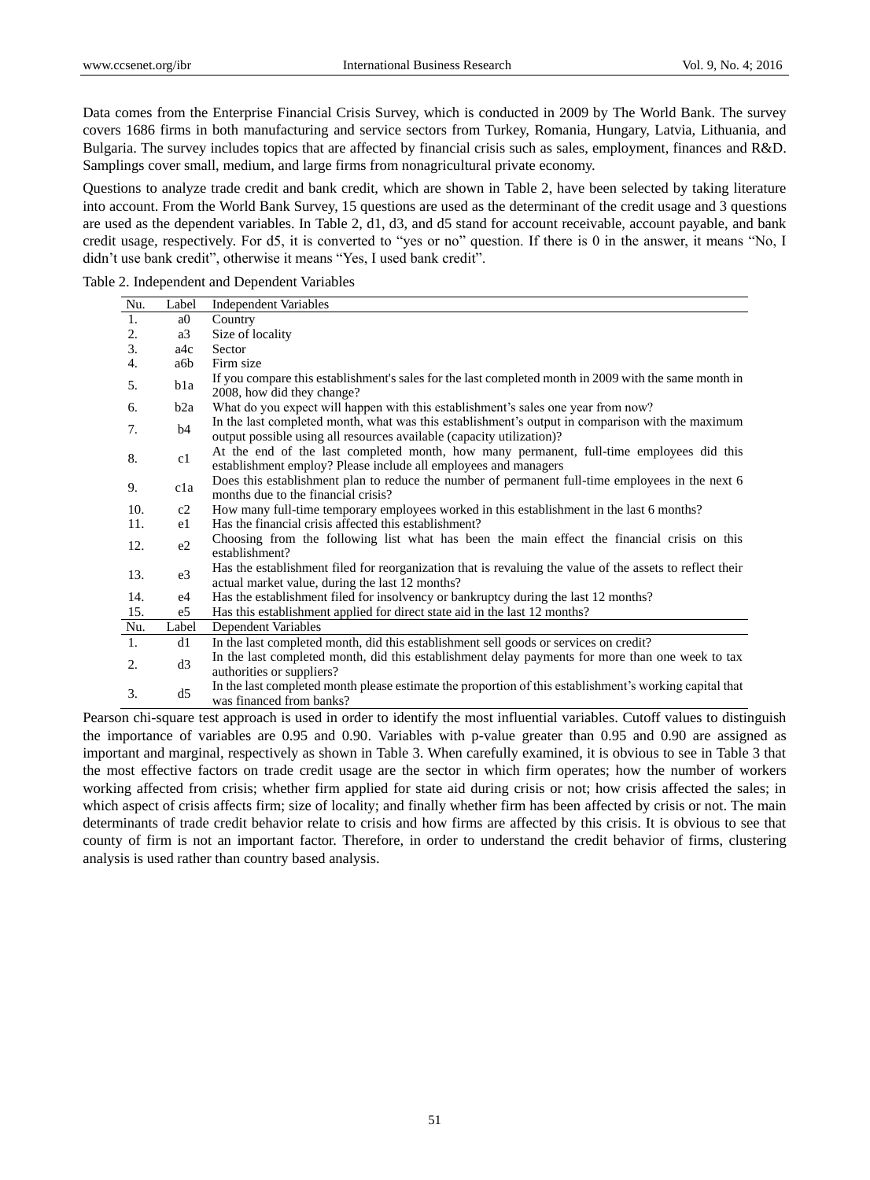Data comes from the Enterprise Financial Crisis Survey, which is conducted in 2009 by The World Bank. The survey covers 1686 firms in both manufacturing and service sectors from Turkey, Romania, Hungary, Latvia, Lithuania, and Bulgaria. The survey includes topics that are affected by financial crisis such as sales, employment, finances and R&D. Samplings cover small, medium, and large firms from nonagricultural private economy.

Questions to analyze trade credit and bank credit, which are shown in Table 2, have been selected by taking literature into account. From the World Bank Survey, 15 questions are used as the determinant of the credit usage and 3 questions are used as the dependent variables. In Table 2, d1, d3, and d5 stand for account receivable, account payable, and bank credit usage, respectively. For d5, it is converted to "yes or no" question. If there is 0 in the answer, it means "No, I didn't use bank credit", otherwise it means "Yes, I used bank credit".

Table 2. Independent and Dependent Variables

| Nu. | Label | Independent Variables |
|---|---|---|
| 1. | a0 | Country |
| 2. | a3 | Size of locality |
| 3. | a4c | Sector |
| 4. | a6b | Firm size |
| 5. | b1a | If you compare this establishment's sales for the last completed month in 2009 with the same month in 2008, how did they change? |
| 6. | b2a | What do you expect will happen with this establishment's sales one year from now? |
| 7. | b4 | In the last completed month, what was this establishment's output in comparison with the maximum output possible using all resources available (capacity utilization)? |
| 8. | c1 | At the end of the last completed month, how many permanent, full-time employees did this establishment employ? Please include all employees and managers |
| 9. | c1a | Does this establishment plan to reduce the number of permanent full-time employees in the next 6 months due to the financial crisis? |
| 10. | c2 | How many full-time temporary employees worked in this establishment in the last 6 months? |
| 11. | e1 | Has the financial crisis affected this establishment? |
| 12. | e2 | Choosing from the following list what has been the main effect the financial crisis on this establishment? |
| 13. | e3 | Has the establishment filed for reorganization that is revaluing the value of the assets to reflect their actual market value, during the last 12 months? |
| 14. | e4 | Has the establishment filed for insolvency or bankruptcy during the last 12 months? |
| 15. | e5 | Has this establishment applied for direct state aid in the last 12 months? |
| **Nu.** | **Label** | **Dependent Variables** |
| 1. | d1 | In the last completed month, did this establishment sell goods or services on credit? |
| 2. | d3 | In the last completed month, did this establishment delay payments for more than one week to tax authorities or suppliers? |
| 3. | d5 | In the last completed month please estimate the proportion of this establishment's working capital that was financed from banks? |

Pearson chi-square test approach is used in order to identify the most influential variables. Cutoff values to distinguish the importance of variables are 0.95 and 0.90. Variables with p-value greater than 0.95 and 0.90 are assigned as important and marginal, respectively as shown in Table 3. When carefully examined, it is obvious to see in Table 3 that the most effective factors on trade credit usage are the sector in which firm operates; how the number of workers working affected from crisis; whether firm applied for state aid during crisis or not; how crisis affected the sales; in which aspect of crisis affects firm; size of locality; and finally whether firm has been affected by crisis or not. The main determinants of trade credit behavior relate to crisis and how firms are affected by this crisis. It is obvious to see that county of firm is not an important factor. Therefore, in order to understand the credit behavior of firms, clustering analysis is used rather than country based analysis.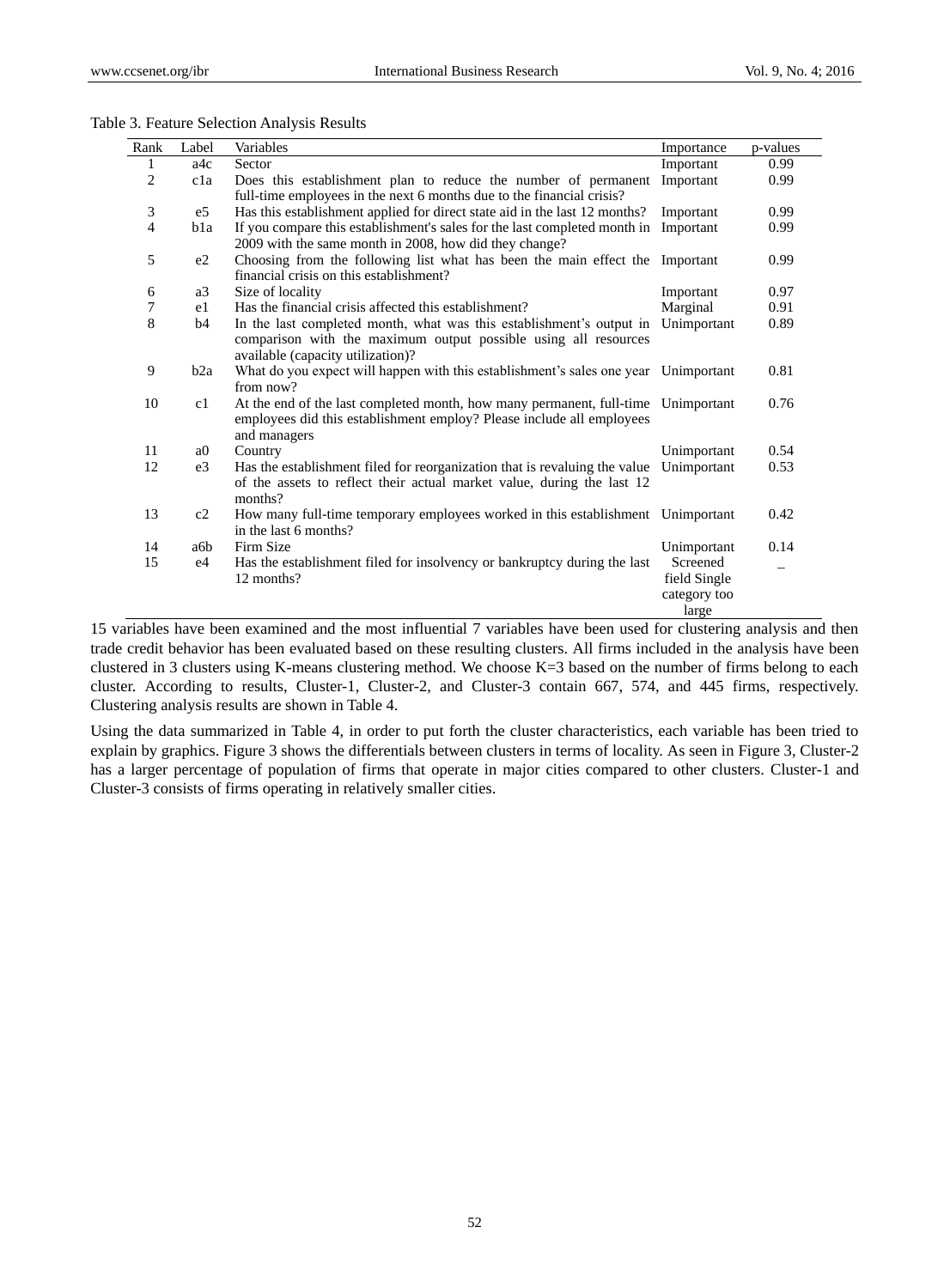Table 3. Feature Selection Analysis Results

| Rank | Label | Variables | Importance | p-values |
| --- | --- | --- | --- | --- |
| 1 | a4c | Sector | Important | 0.99 |
| 2 | c1a | Does this establishment plan to reduce the number of permanent full-time employees in the next 6 months due to the financial crisis? | Important | 0.99 |
| 3 | e5 | Has this establishment applied for direct state aid in the last 12 months? | Important | 0.99 |
| 4 | b1a | If you compare this establishment's sales for the last completed month in 2009 with the same month in 2008, how did they change? | Important | 0.99 |
| 5 | e2 | Choosing from the following list what has been the main effect the financial crisis on this establishment? | Important | 0.99 |
| 6 | a3 | Size of locality | Important | 0.97 |
| 7 | e1 | Has the financial crisis affected this establishment? | Marginal | 0.91 |
| 8 | b4 | In the last completed month, what was this establishment's output in comparison with the maximum output possible using all resources available (capacity utilization)? | Unimportant | 0.89 |
| 9 | b2a | What do you expect will happen with this establishment's sales one year from now? | Unimportant | 0.81 |
| 10 | c1 | At the end of the last completed month, how many permanent, full-time employees did this establishment employ? Please include all employees and managers | Unimportant | 0.76 |
| 11 | a0 | Country | Unimportant | 0.54 |
| 12 | e3 | Has the establishment filed for reorganization that is revaluing the value of the assets to reflect their actual market value, during the last 12 months? | Unimportant | 0.53 |
| 13 | c2 | How many full-time temporary employees worked in this establishment in the last 6 months? | Unimportant | 0.42 |
| 14 | a6b | Firm Size | Unimportant | 0.14 |
| 15 | e4 | Has the establishment filed for insolvency or bankruptcy during the last 12 months? | Screened field Single category too large | _ |

15 variables have been examined and the most influential 7 variables have been used for clustering analysis and then trade credit behavior has been evaluated based on these resulting clusters. All firms included in the analysis have been clustered in 3 clusters using K-means clustering method. We choose K=3 based on the number of firms belong to each cluster. According to results, Cluster-1, Cluster-2, and Cluster-3 contain 667, 574, and 445 firms, respectively. Clustering analysis results are shown in Table 4.

Using the data summarized in Table 4, in order to put forth the cluster characteristics, each variable has been tried to explain by graphics. Figure 3 shows the differentials between clusters in terms of locality. As seen in Figure 3, Cluster-2 has a larger percentage of population of firms that operate in major cities compared to other clusters. Cluster-1 and Cluster-3 consists of firms operating in relatively smaller cities.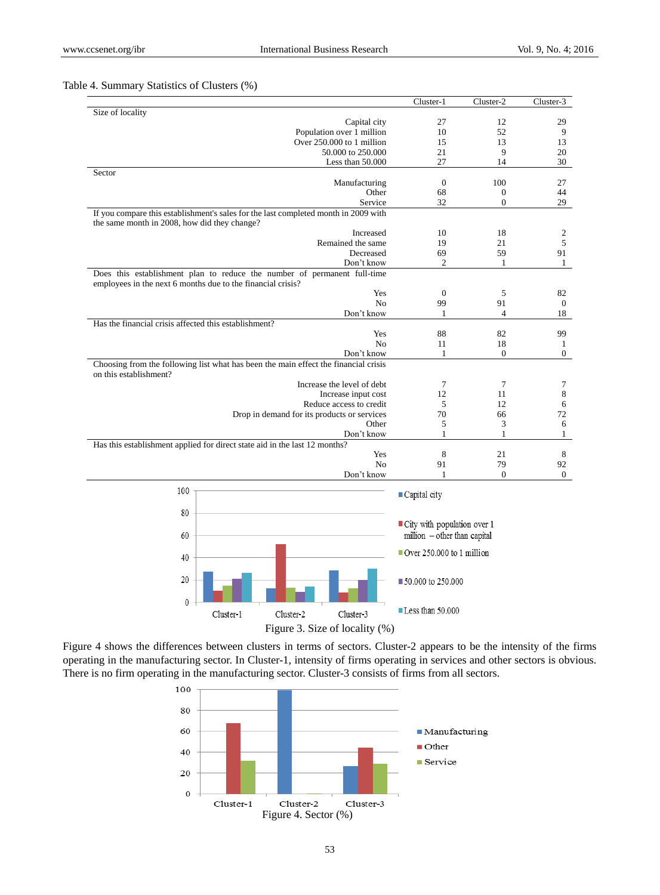Table 4. Summary Statistics of Clusters (%)

| | Cluster-1 | Cluster-2 | Cluster-3 |
|---|---|---|---|
| **Size of locality** | | | |
| Capital city | 27 | 12 | 29 |
| Population over 1 million | 10 | 52 | 9 |
| Over 250.000 to 1 million | 15 | 13 | 13 |
| 50.000 to 250.000 | 21 | 9 | 20 |
| Less than 50.000 | 27 | 14 | 30 |
| **Sector** | | | |
| Manufacturing | 0 | 100 | 27 |
| Other | 68 | 0 | 44 |
| Service | 32 | 0 | 29 |
| **If you compare this establishment's sales for the last completed month in 2009 with the same month in 2008, how did they change?** | | | |
| Increased | 10 | 18 | 2 |
| Remained the same | 19 | 21 | 5 |
| Decreased | 69 | 59 | 91 |
| Don't know | 2 | 1 | 1 |
| **Does this establishment plan to reduce the number of permanent full-time employees in the next 6 months due to the financial crisis?** | | | |
| Yes | 0 | 5 | 82 |
| No | 99 | 91 | 0 |
| Don't know | 1 | 4 | 18 |
| **Has the financial crisis affected this establishment?** | | | |
| Yes | 88 | 82 | 99 |
| No | 11 | 18 | 1 |
| Don't know | 1 | 0 | 0 |
| **Choosing from the following list what has been the main effect the financial crisis on this establishment?** | | | |
| Increase the level of debt | 7 | 7 | 7 |
| Increase input cost | 12 | 11 | 8 |
| Reduce access to credit | 5 | 12 | 6 |
| Drop in demand for its products or services | 70 | 66 | 72 |
| Other | 5 | 3 | 6 |
| Don't know | 1 | 1 | 1 |
| **Has this establishment applied for direct state aid in the last 12 months?** | | | |
| Yes | 8 | 21 | 8 |
| No | 91 | 79 | 92 |
| Don't know | 1 | 0 | 0 |

Figure 3. Size of locality (%)

Figure 4 shows the differences between clusters in terms of sectors. Cluster-2 appears to be the intensity of the firms operating in the manufacturing sector. In Cluster-1, intensity of firms operating in services and other sectors is obvious. There is no firm operating in the manufacturing sector. Cluster-3 consists of firms from all sectors.

Figure 4. Sector (%)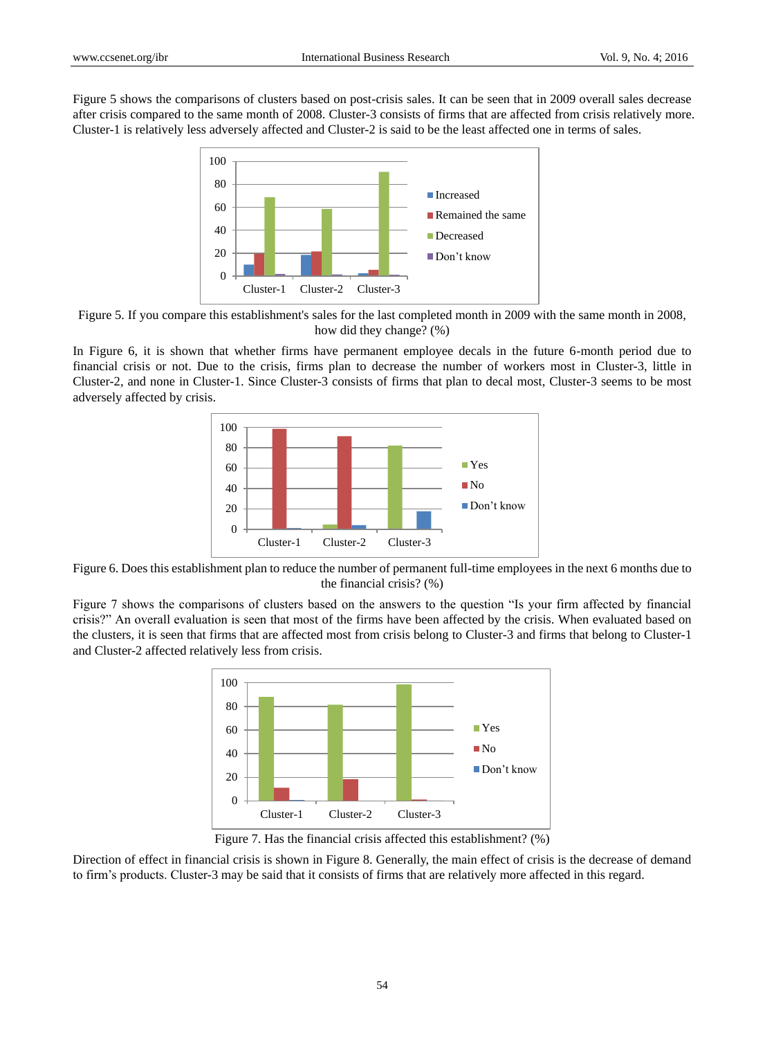Figure 5 shows the comparisons of clusters based on post-crisis sales. It can be seen that in 2009 overall sales decrease after crisis compared to the same month of 2008. Cluster-3 consists of firms that are affected from crisis relatively more. Cluster-1 is relatively less adversely affected and Cluster-2 is said to be the least affected one in terms of sales.

Figure 5. If you compare this establishment's sales for the last completed month in 2009 with the same month in 2008, how did they change? (%)

In Figure 6, it is shown that whether firms have permanent employee decals in the future 6-month period due to financial crisis or not. Due to the crisis, firms plan to decrease the number of workers most in Cluster-3, little in Cluster-2, and none in Cluster-1. Since Cluster-3 consists of firms that plan to decal most, Cluster-3 seems to be most adversely affected by crisis.

Figure 6. Does this establishment plan to reduce the number of permanent full-time employees in the next 6 months due to the financial crisis? (%)

Figure 7 shows the comparisons of clusters based on the answers to the question "Is your firm affected by financial crisis?" An overall evaluation is seen that most of the firms have been affected by the crisis. When evaluated based on the clusters, it is seen that firms that are affected most from crisis belong to Cluster-3 and firms that belong to Cluster-1 and Cluster-2 affected relatively less from crisis.

Figure 7. Has the financial crisis affected this establishment? (%)

Direction of effect in financial crisis is shown in Figure 8. Generally, the main effect of crisis is the decrease of demand to firm's products. Cluster-3 may be said that it consists of firms that are relatively more affected in this regard.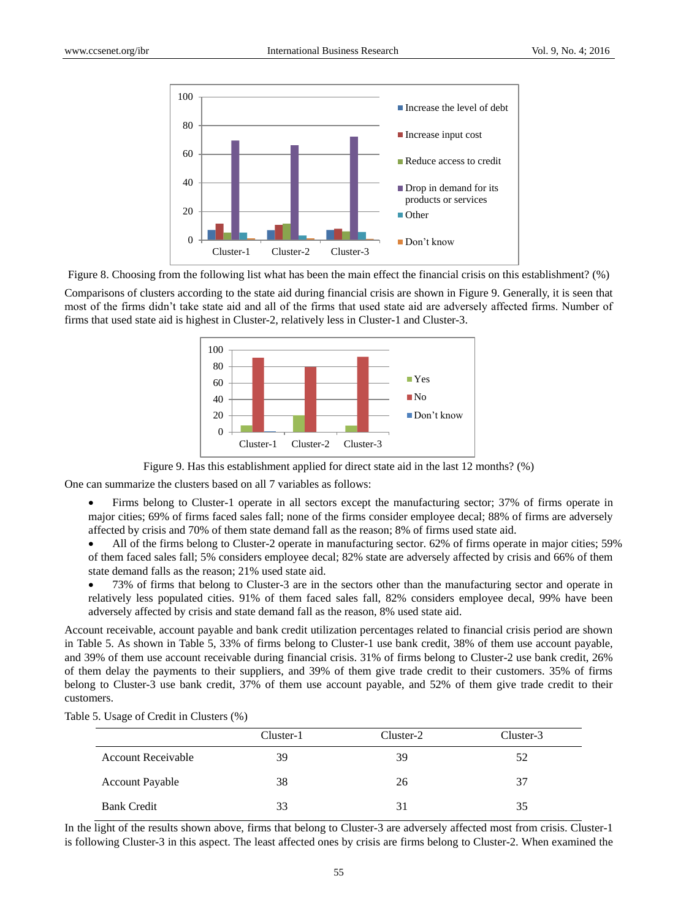Figure 8. Choosing from the following list what has been the main effect the financial crisis on this establishment? (%)

Comparisons of clusters according to the state aid during financial crisis are shown in Figure 9. Generally, it is seen that most of the firms didn't take state aid and all of the firms that used state aid are adversely affected firms. Number of firms that used state aid is highest in Cluster-2, relatively less in Cluster-1 and Cluster-3.

Figure 9. Has this establishment applied for direct state aid in the last 12 months? (%)

One can summarize the clusters based on all 7 variables as follows:

- Firms belong to Cluster-1 operate in all sectors except the manufacturing sector; 37% of firms operate in major cities; 69% of firms faced sales fall; none of the firms consider employee decal; 88% of firms are adversely affected by crisis and 70% of them state demand fall as the reason; 8% of firms used state aid.
- All of the firms belong to Cluster-2 operate in manufacturing sector. 62% of firms operate in major cities; 59% of them faced sales fall; 5% considers employee decal; 82% state are adversely affected by crisis and 66% of them state demand falls as the reason; 21% used state aid.
- 73% of firms that belong to Cluster-3 are in the sectors other than the manufacturing sector and operate in relatively less populated cities. 91% of them faced sales fall, 82% considers employee decal, 99% have been adversely affected by crisis and state demand fall as the reason, 8% used state aid.

Account receivable, account payable and bank credit utilization percentages related to financial crisis period are shown in Table 5. As shown in Table 5, 33% of firms belong to Cluster-1 use bank credit, 38% of them use account payable, and 39% of them use account receivable during financial crisis. 31% of firms belong to Cluster-2 use bank credit, 26% of them delay the payments to their suppliers, and 39% of them give trade credit to their customers. 35% of firms belong to Cluster-3 use bank credit, 37% of them use account payable, and 52% of them give trade credit to their customers.

Table 5. Usage of Credit in Clusters (%)

| | Cluster-1 | Cluster-2 | Cluster-3 |
|---|---|---|---|
| Account Receivable | 39 | 39 | 52 |
| Account Payable | 38 | 26 | 37 |
| Bank Credit | 33 | 31 | 35 |

In the light of the results shown above, firms that belong to Cluster-3 are adversely affected most from crisis. Cluster-1 is following Cluster-3 in this aspect. The least affected ones by crisis are firms belong to Cluster-2. When examined the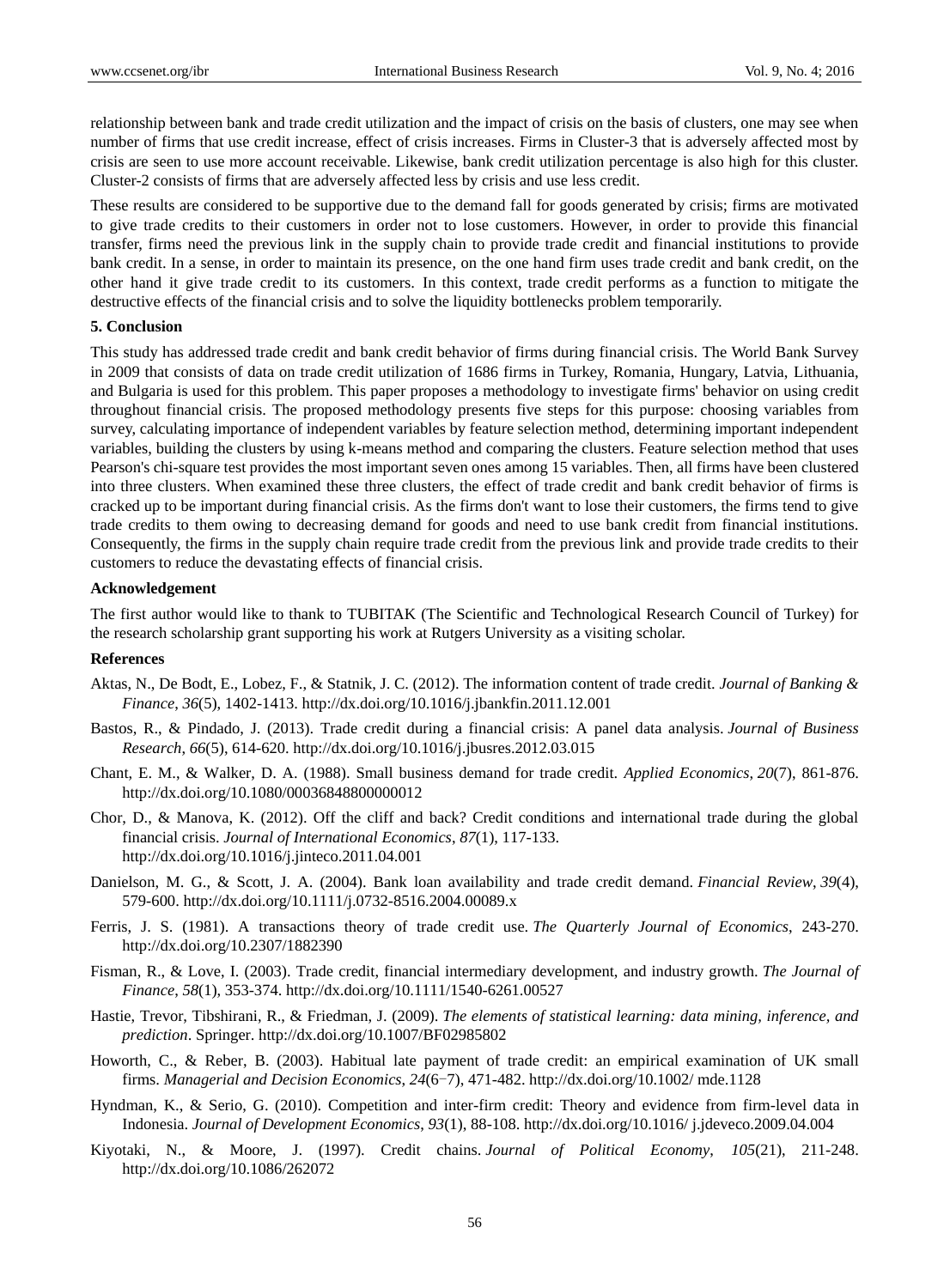relationship between bank and trade credit utilization and the impact of crisis on the basis of clusters, one may see when number of firms that use credit increase, effect of crisis increases. Firms in Cluster-3 that is adversely affected most by crisis are seen to use more account receivable. Likewise, bank credit utilization percentage is also high for this cluster. Cluster-2 consists of firms that are adversely affected less by crisis and use less credit.

These results are considered to be supportive due to the demand fall for goods generated by crisis; firms are motivated to give trade credits to their customers in order not to lose customers. However, in order to provide this financial transfer, firms need the previous link in the supply chain to provide trade credit and financial institutions to provide bank credit. In a sense, in order to maintain its presence, on the one hand firm uses trade credit and bank credit, on the other hand it give trade credit to its customers. In this context, trade credit performs as a function to mitigate the destructive effects of the financial crisis and to solve the liquidity bottlenecks problem temporarily.

## 5. Conclusion

This study has addressed trade credit and bank credit behavior of firms during financial crisis. The World Bank Survey in 2009 that consists of data on trade credit utilization of 1686 firms in Turkey, Romania, Hungary, Latvia, Lithuania, and Bulgaria is used for this problem. This paper proposes a methodology to investigate firms' behavior on using credit throughout financial crisis. The proposed methodology presents five steps for this purpose: choosing variables from survey, calculating importance of independent variables by feature selection method, determining important independent variables, building the clusters by using k-means method and comparing the clusters. Feature selection method that uses Pearson's chi-square test provides the most important seven ones among 15 variables. Then, all firms have been clustered into three clusters. When examined these three clusters, the effect of trade credit and bank credit behavior of firms is cracked up to be important during financial crisis. As the firms don't want to lose their customers, the firms tend to give trade credits to them owing to decreasing demand for goods and need to use bank credit from financial institutions. Consequently, the firms in the supply chain require trade credit from the previous link and provide trade credits to their customers to reduce the devastating effects of financial crisis.

## Acknowledgement

The first author would like to thank to TUBITAK (The Scientific and Technological Research Council of Turkey) for the research scholarship grant supporting his work at Rutgers University as a visiting scholar.

## References

Aktas, N., De Bodt, E., Lobez, F., & Statnik, J. C. (2012). The information content of trade credit. *Journal of Banking & Finance*, *36*(5), 1402-1413. http://dx.doi.org/10.1016/j.jbankfin.2011.12.001

Bastos, R., & Pindado, J. (2013). Trade credit during a financial crisis: A panel data analysis. *Journal of Business Research*, *66*(5), 614-620. http://dx.doi.org/10.1016/j.jbusres.2012.03.015

Chant, E. M., & Walker, D. A. (1988). Small business demand for trade credit. *Applied Economics*, *20*(7), 861-876. http://dx.doi.org/10.1080/00036848800000012

Chor, D., & Manova, K. (2012). Off the cliff and back? Credit conditions and international trade during the global financial crisis. *Journal of International Economics*, *87*(1), 117-133. http://dx.doi.org/10.1016/j.jinteco.2011.04.001

Danielson, M. G., & Scott, J. A. (2004). Bank loan availability and trade credit demand. *Financial Review*, *39*(4), 579-600. http://dx.doi.org/10.1111/j.0732-8516.2004.00089.x

Ferris, J. S. (1981). A transactions theory of trade credit use. *The Quarterly Journal of Economics*, 243-270. http://dx.doi.org/10.2307/1882390

Fisman, R., & Love, I. (2003). Trade credit, financial intermediary development, and industry growth. *The Journal of Finance*, *58*(1), 353-374. http://dx.doi.org/10.1111/1540-6261.00527

Hastie, Trevor, Tibshirani, R., & Friedman, J. (2009). *The elements of statistical learning: data mining, inference, and prediction*. Springer. http://dx.doi.org/10.1007/BF02985802

Howorth, C., & Reber, B. (2003). Habitual late payment of trade credit: an empirical examination of UK small firms. *Managerial and Decision Economics*, *24*(6−7), 471-482. http://dx.doi.org/10.1002/ mde.1128

Hyndman, K., & Serio, G. (2010). Competition and inter-firm credit: Theory and evidence from firm-level data in Indonesia. *Journal of Development Economics*, *93*(1), 88-108. http://dx.doi.org/10.1016/ j.jdeveco.2009.04.004

Kiyotaki, N., & Moore, J. (1997). Credit chains. *Journal of Political Economy*, *105*(21), 211-248. http://dx.doi.org/10.1086/262072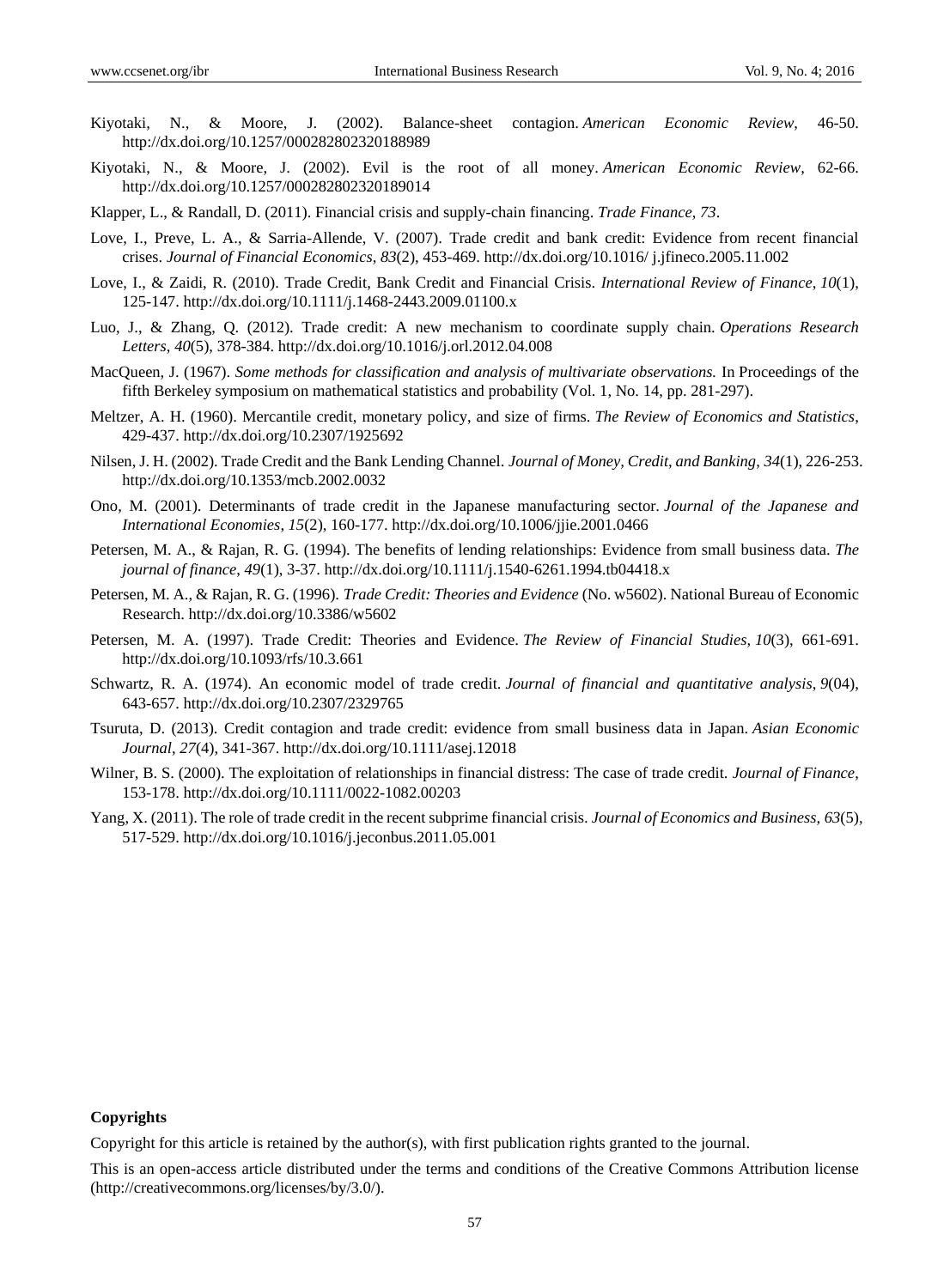Kiyotaki, N., & Moore, J. (2002). Balance-sheet contagion. *American Economic Review*, 46-50. http://dx.doi.org/10.1257/000282802320188989

Kiyotaki, N., & Moore, J. (2002). Evil is the root of all money. *American Economic Review*, 62-66. http://dx.doi.org/10.1257/000282802320189014

Klapper, L., & Randall, D. (2011). Financial crisis and supply-chain financing. *Trade Finance*, *73*.

Love, I., Preve, L. A., & Sarria-Allende, V. (2007). Trade credit and bank credit: Evidence from recent financial crises. *Journal of Financial Economics*, *83*(2), 453-469. http://dx.doi.org/10.1016/ j.jfineco.2005.11.002

Love, I., & Zaidi, R. (2010). Trade Credit, Bank Credit and Financial Crisis. *International Review of Finance*, *10*(1), 125-147. http://dx.doi.org/10.1111/j.1468-2443.2009.01100.x

Luo, J., & Zhang, Q. (2012). Trade credit: A new mechanism to coordinate supply chain. *Operations Research Letters*, *40*(5), 378-384. http://dx.doi.org/10.1016/j.orl.2012.04.008

MacQueen, J. (1967). *Some methods for classification and analysis of multivariate observations.* In Proceedings of the fifth Berkeley symposium on mathematical statistics and probability (Vol. 1, No. 14, pp. 281-297).

Meltzer, A. H. (1960). Mercantile credit, monetary policy, and size of firms. *The Review of Economics and Statistics*, 429-437. http://dx.doi.org/10.2307/1925692

Nilsen, J. H. (2002). Trade Credit and the Bank Lending Channel. *Journal of Money, Credit, and Banking*, *34*(1), 226-253. http://dx.doi.org/10.1353/mcb.2002.0032

Ono, M. (2001). Determinants of trade credit in the Japanese manufacturing sector. *Journal of the Japanese and International Economies*, *15*(2), 160-177. http://dx.doi.org/10.1006/jjie.2001.0466

Petersen, M. A., & Rajan, R. G. (1994). The benefits of lending relationships: Evidence from small business data. *The journal of finance*, *49*(1), 3-37. http://dx.doi.org/10.1111/j.1540-6261.1994.tb04418.x

Petersen, M. A., & Rajan, R. G. (1996). *Trade Credit: Theories and Evidence* (No. w5602). National Bureau of Economic Research. http://dx.doi.org/10.3386/w5602

Petersen, M. A. (1997). Trade Credit: Theories and Evidence. *The Review of Financial Studies*, *10*(3), 661-691. http://dx.doi.org/10.1093/rfs/10.3.661

Schwartz, R. A. (1974). An economic model of trade credit. *Journal of financial and quantitative analysis*, *9*(04), 643-657. http://dx.doi.org/10.2307/2329765

Tsuruta, D. (2013). Credit contagion and trade credit: evidence from small business data in Japan. *Asian Economic Journal*, *27*(4), 341-367. http://dx.doi.org/10.1111/asej.12018

Wilner, B. S. (2000). The exploitation of relationships in financial distress: The case of trade credit. *Journal of Finance*, 153-178. http://dx.doi.org/10.1111/0022-1082.00203

Yang, X. (2011). The role of trade credit in the recent subprime financial crisis. *Journal of Economics and Business*, *63*(5), 517-529. http://dx.doi.org/10.1016/j.jeconbus.2011.05.001

**Copyrights**

Copyright for this article is retained by the author(s), with first publication rights granted to the journal.

This is an open-access article distributed under the terms and conditions of the Creative Commons Attribution license (http://creativecommons.org/licenses/by/3.0/).